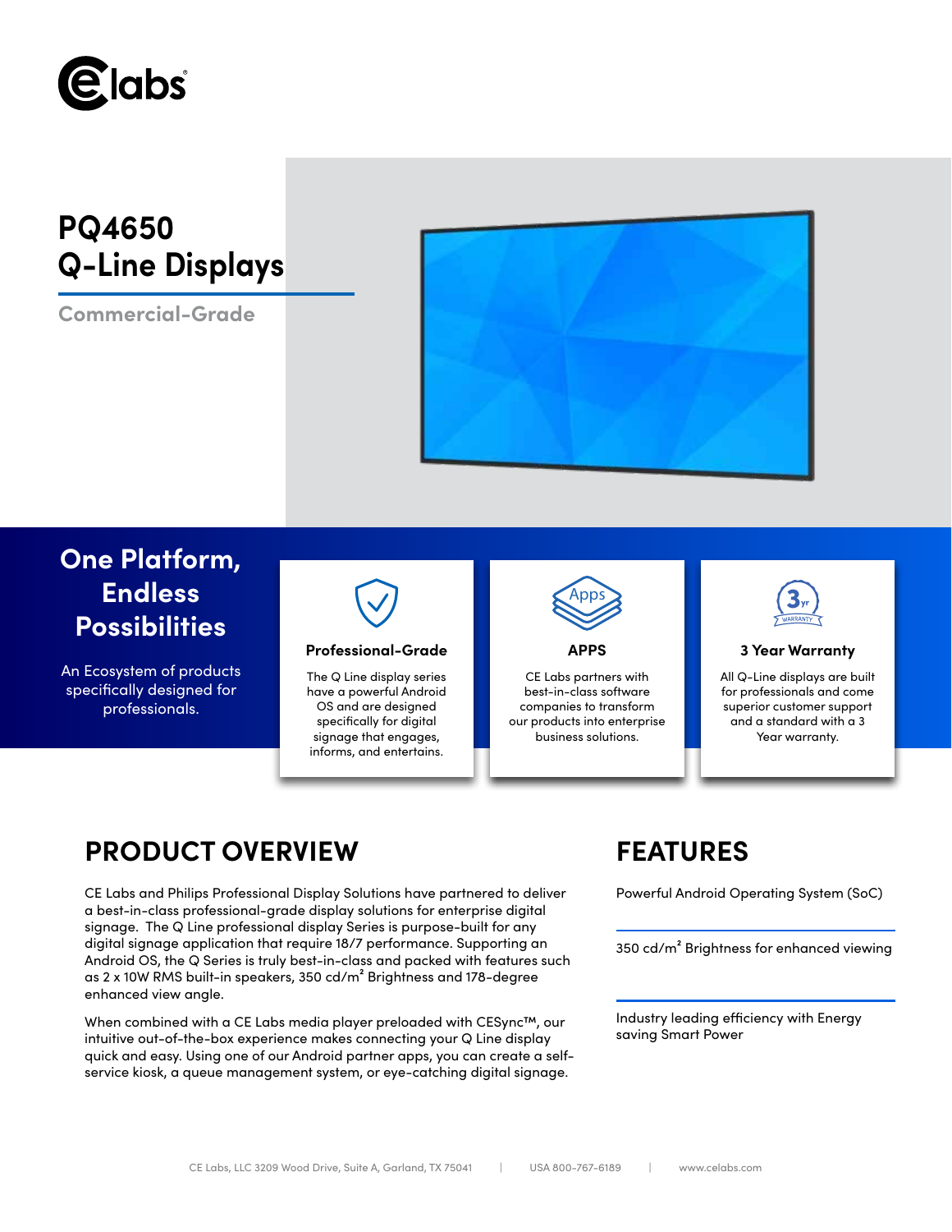# PQ4650 Q-Line Displays

Commercial-Grade

## One Platform, Endless Possibilities

An Ecosystem of products specifically designed for professionals.

### Professional-Grade

The Q Line display series have a powerful Android OS and are designed specifically for digital signage that engages, informs, and entertains.

### APPS

CE Labs partners with best-in-class software companies to transform our products into enterprise business solutions.

### 3 Year Warranty

All Q-Line displays are built for professionals and come superior customer support and a standard with a 3 Year warranty.

## PRODUCT OVERVIEW

CE Labs and Philips Professional Display Solutions have partnered to deliver a best-in-class professional-grade display solutions for enterprise digital signage. The Q Line professional display Series is purpose-built for any digital signage application that require 18/7 performance. Supporting an Android OS, the Q Series is truly best-in-class and packed with features such as 2 x 10W RMS built-in speakers, 350 cd/m² Brightness and 178-degree enhanced view angle.

When combined with a CE Labs media player preloaded with CESync™, our intuitive out-of-the-box experience makes connecting your Q Line display quick and easy. Using one of our Android partner apps, you can create a self-service kiosk, a queue management system, or eye-catching digital signage.

## FEATURES

Powerful Android Operating System (SoC)

350 cd/m² Brightness for enhanced viewing

Industry leading efficiency with Energy saving Smart Power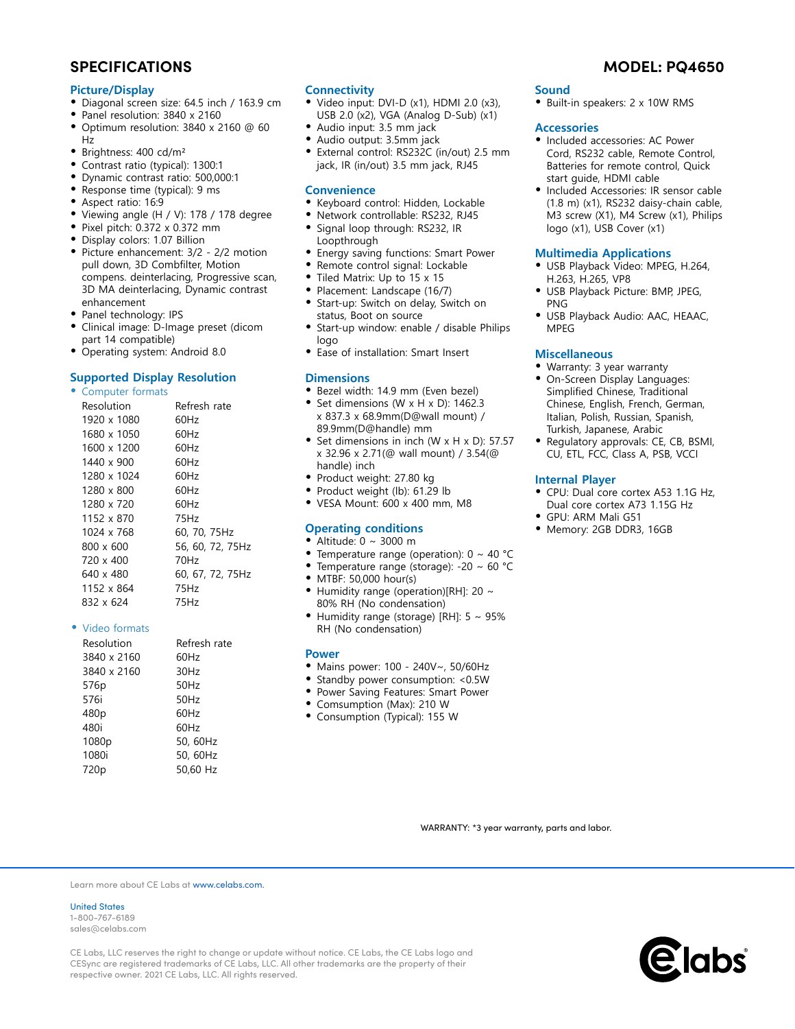# SPECIFICATIONS

# MODEL: PQ4650

## Picture/Display

- Diagonal screen size: 64.5 inch / 163.9 cm
- Panel resolution: 3840 x 2160
- Optimum resolution: 3840 x 2160 @ 60 Hz
- Brightness: 400 cd/m²
- Contrast ratio (typical): 1300:1
- Dynamic contrast ratio: 500,000:1
- Response time (typical): 9 ms
- Aspect ratio: 16:9
- Viewing angle (H / V): 178 / 178 degree
- Pixel pitch: 0.372 x 0.372 mm
- Display colors: 1.07 Billion
- Picture enhancement: 3/2 - 2/2 motion pull down, 3D Combfilter, Motion compens. deinterlacing, Progressive scan, 3D MA deinterlacing, Dynamic contrast enhancement
- Panel technology: IPS
- Clinical image: D-Image preset (dicom part 14 compatible)
- Operating system: Android 8.0

## Supported Display Resolution

- Computer formats

| Resolution | Refresh rate |
|---|---|
| 1920 x 1080 | 60Hz |
| 1680 x 1050 | 60Hz |
| 1600 x 1200 | 60Hz |
| 1440 x 900 | 60Hz |
| 1280 x 1024 | 60Hz |
| 1280 x 800 | 60Hz |
| 1280 x 720 | 60Hz |
| 1152 x 870 | 75Hz |
| 1024 x 768 | 60, 70, 75Hz |
| 800 x 600 | 56, 60, 72, 75Hz |
| 720 x 400 | 70Hz |
| 640 x 480 | 60, 67, 72, 75Hz |
| 1152 x 864 | 75Hz |
| 832 x 624 | 75Hz |

- Video formats

| Resolution | Refresh rate |
|---|---|
| 3840 x 2160 | 60Hz |
| 3840 x 2160 | 30Hz |
| 576p | 50Hz |
| 576i | 50Hz |
| 480p | 60Hz |
| 480i | 60Hz |
| 1080p | 50, 60Hz |
| 1080i | 50, 60Hz |
| 720p | 50,60 Hz |

## Connectivity

- Video input: DVI-D (x1), HDMI 2.0 (x3), USB 2.0 (x2), VGA (Analog D-Sub) (x1)
- Audio input: 3.5 mm jack
- Audio output: 3.5mm jack
- External control: RS232C (in/out) 2.5 mm jack, IR (in/out) 3.5 mm jack, RJ45

## Convenience

- Keyboard control: Hidden, Lockable
- Network controllable: RS232, RJ45
- Signal loop through: RS232, IR Loopthrough
- Energy saving functions: Smart Power
- Remote control signal: Lockable
- Tiled Matrix: Up to 15 x 15
- Placement: Landscape (16/7)
- Start-up: Switch on delay, Switch on status, Boot on source
- Start-up window: enable / disable Philips logo
- Ease of installation: Smart Insert

## Dimensions

- Bezel width: 14.9 mm (Even bezel)
- Set dimensions (W x H x D): 1462.3 x 837.3 x 68.9mm(D@wall mount) / 89.9mm(D@handle) mm
- Set dimensions in inch (W x H x D): 57.57 x 32.96 x 2.71(@ wall mount) / 3.54(@ handle) inch
- Product weight: 27.80 kg
- Product weight (lb): 61.29 lb
- VESA Mount: 600 x 400 mm, M8

## Operating conditions

- Altitude: 0 ~ 3000 m
- Temperature range (operation): 0 ~ 40 °C
- Temperature range (storage): -20 ~ 60 °C
- MTBF: 50,000 hour(s)
- Humidity range (operation)[RH]: 20 ~ 80% RH (No condensation)
- Humidity range (storage) [RH]: 5 ~ 95% RH (No condensation)

## Power

- Mains power: 100 - 240V~, 50/60Hz
- Standby power consumption: <0.5W
- Power Saving Features: Smart Power
- Comsumption (Max): 210 W
- Consumption (Typical): 155 W

## Sound

- Built-in speakers: 2 x 10W RMS

## Accessories

- Included accessories: AC Power Cord, RS232 cable, Remote Control, Batteries for remote control, Quick start guide, HDMI cable
- Included Accessories: IR sensor cable (1.8 m) (x1), RS232 daisy-chain cable, M3 screw (X1), M4 Screw (x1), Philips logo (x1), USB Cover (x1)

## Multimedia Applications

- USB Playback Video: MPEG, H.264, H.263, H.265, VP8
- USB Playback Picture: BMP, JPEG, PNG
- USB Playback Audio: AAC, HEAAC, MPEG

## Miscellaneous

- Warranty: 3 year warranty
- On-Screen Display Languages: Simplified Chinese, Traditional Chinese, English, French, German, Italian, Polish, Russian, Spanish, Turkish, Japanese, Arabic
- Regulatory approvals: CE, CB, BSMI, CU, ETL, FCC, Class A, PSB, VCCI

## Internal Player

- CPU: Dual core cortex A53 1.1G Hz, Dual core cortex A73 1.15G Hz
- GPU: ARM Mali G51
- Memory: 2GB DDR3, 16GB

WARRANTY: *3 year warranty, parts and labor.

Learn more about CE Labs at www.celabs.com.

United States
1-800-767-6189
sales@celabs.com

CE Labs, LLC reserves the right to change or update without notice. CE Labs, the CE Labs logo and CESync are registered trademarks of CE Labs, LLC. All other trademarks are the property of their respective owner. 2021 CE Labs, LLC. All rights reserved.